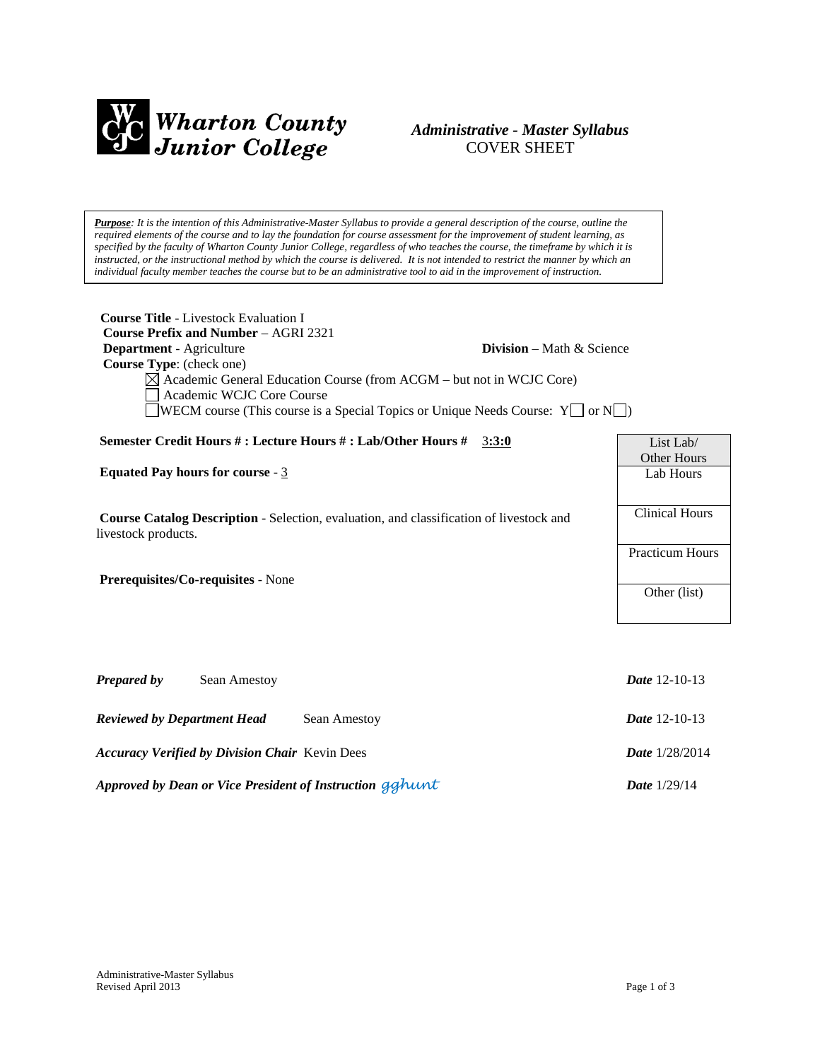**Wharton County Junior College**

# *Administrative - Master Syllabus*
COVER SHEET

***Purpose**: It is the intention of this Administrative-Master Syllabus to provide a general description of the course, outline the required elements of the course and to lay the foundation for course assessment for the improvement of student learning, as specified by the faculty of Wharton County Junior College, regardless of who teaches the course, the timeframe by which it is instructed, or the instructional method by which the course is delivered. It is not intended to restrict the manner by which an individual faculty member teaches the course but to be an administrative tool to aid in the improvement of instruction.*

**Course Title** - Livestock Evaluation I
**Course Prefix and Number** – AGRI 2321
**Department** - Agriculture **Division** – Math & Science
**Course Type**: (check one)

- ☒ Academic General Education Course (from ACGM – but not in WCJC Core)
- ☐ Academic WCJC Core Course
- ☐ WECM course (This course is a Special Topics or Unique Needs Course: Y☐ or N☐)

**Semester Credit Hours # : Lecture Hours # : Lab/Other Hours #** 3**:3:0**

**Equated Pay hours for course** - 3

**Course Catalog Description** - Selection, evaluation, and classification of livestock and livestock products.

**Prerequisites/Co-requisites** - None

| List Lab/ Other Hours |
|---|
| Lab Hours |
| Clinical Hours |
| Practicum Hours |
| Other (list) |

***Prepared by*** Sean Amestoy ***Date*** 12-10-13

***Reviewed by Department Head*** Sean Amestoy ***Date*** 12-10-13

***Accuracy Verified by Division Chair*** Kevin Dees ***Date*** 1/28/2014

***Approved by Dean or Vice President of Instruction*** gghunt ***Date*** 1/29/14

Administrative-Master Syllabus
Revised April 2013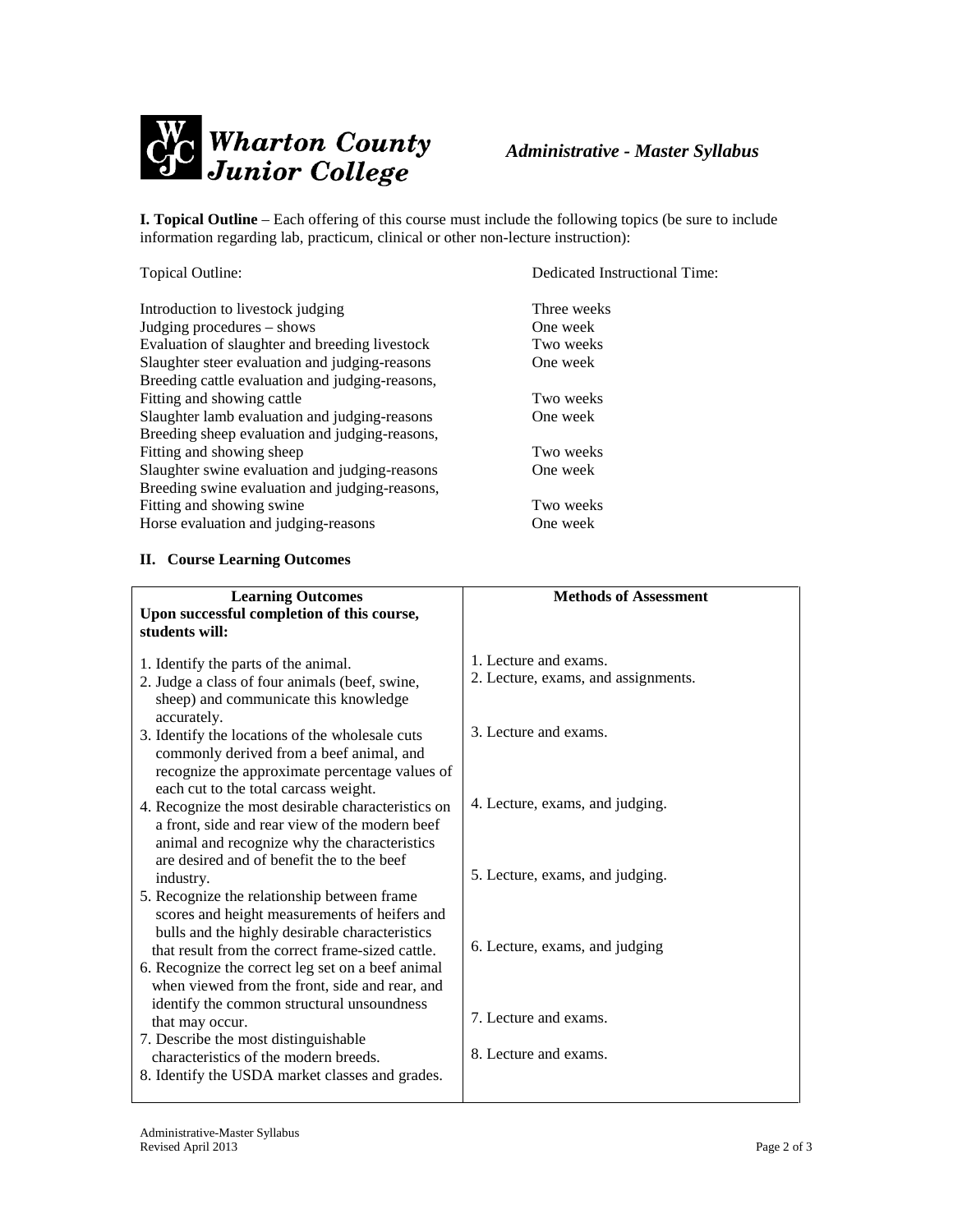**I. Topical Outline** – Each offering of this course must include the following topics (be sure to include information regarding lab, practicum, clinical or other non-lecture instruction):

| Topical Outline: | Dedicated Instructional Time: |
|---|---|
| Introduction to livestock judging | Three weeks |
| Judging procedures – shows | One week |
| Evaluation of slaughter and breeding livestock | Two weeks |
| Slaughter steer evaluation and judging-reasons | One week |
| Breeding cattle evaluation and judging-reasons, Fitting and showing cattle | Two weeks |
| Slaughter lamb evaluation and judging-reasons | One week |
| Breeding sheep evaluation and judging-reasons, Fitting and showing sheep | Two weeks |
| Slaughter swine evaluation and judging-reasons | One week |
| Breeding swine evaluation and judging-reasons, Fitting and showing swine | Two weeks |
| Horse evaluation and judging-reasons | One week |

## II. Course Learning Outcomes

| Learning Outcomes<br>Upon successful completion of this course, students will: | Methods of Assessment |
|---|---|
| 1. Identify the parts of the animal. | 1. Lecture and exams. |
| 2. Judge a class of four animals (beef, swine, sheep) and communicate this knowledge accurately. | 2. Lecture, exams, and assignments. |
| 3. Identify the locations of the wholesale cuts commonly derived from a beef animal, and recognize the approximate percentage values of each cut to the total carcass weight. | 3. Lecture and exams. |
| 4. Recognize the most desirable characteristics on a front, side and rear view of the modern beef animal and recognize why the characteristics are desired and of benefit the to the beef industry. | 4. Lecture, exams, and judging. |
| 5. Recognize the relationship between frame scores and height measurements of heifers and bulls and the highly desirable characteristics that result from the correct frame-sized cattle. | 5. Lecture, exams, and judging. |
| 6. Recognize the correct leg set on a beef animal when viewed from the front, side and rear, and identify the common structural unsoundness that may occur. | 6. Lecture, exams, and judging |
| 7. Describe the most distinguishable characteristics of the modern breeds. | 7. Lecture and exams. |
| 8. Identify the USDA market classes and grades. | 8. Lecture and exams. |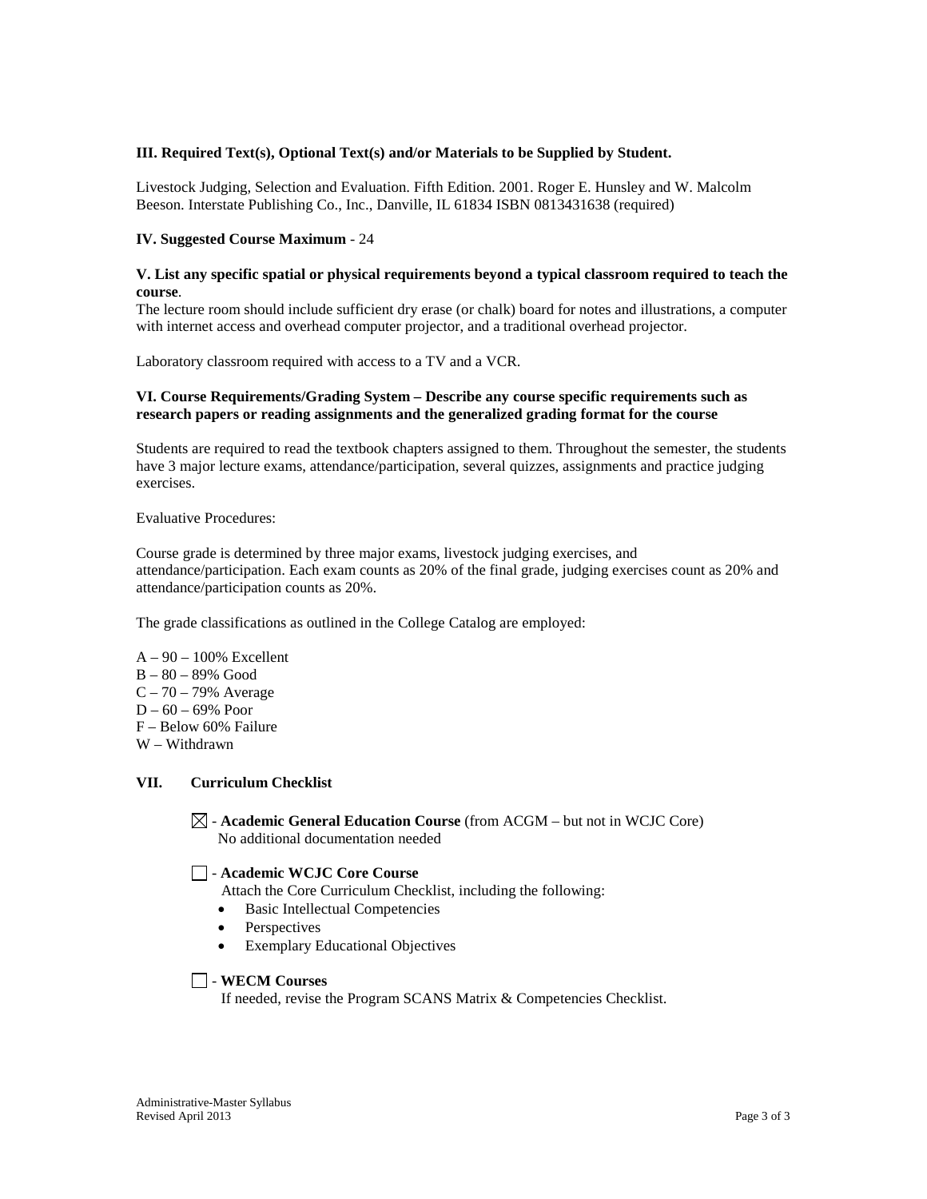**III. Required Text(s), Optional Text(s) and/or Materials to be Supplied by Student.**

Livestock Judging, Selection and Evaluation. Fifth Edition. 2001. Roger E. Hunsley and W. Malcolm Beeson. Interstate Publishing Co., Inc., Danville, IL 61834 ISBN 0813431638 (required)

**IV. Suggested Course Maximum** - 24

**V. List any specific spatial or physical requirements beyond a typical classroom required to teach the course**.

The lecture room should include sufficient dry erase (or chalk) board for notes and illustrations, a computer with internet access and overhead computer projector, and a traditional overhead projector.

Laboratory classroom required with access to a TV and a VCR.

**VI. Course Requirements/Grading System – Describe any course specific requirements such as research papers or reading assignments and the generalized grading format for the course**

Students are required to read the textbook chapters assigned to them. Throughout the semester, the students have 3 major lecture exams, attendance/participation, several quizzes, assignments and practice judging exercises.

Evaluative Procedures:

Course grade is determined by three major exams, livestock judging exercises, and attendance/participation. Each exam counts as 20% of the final grade, judging exercises count as 20% and attendance/participation counts as 20%.

The grade classifications as outlined in the College Catalog are employed:

A – 90 – 100% Excellent  
B – 80 – 89% Good  
C – 70 – 79% Average  
D – 60 – 69% Poor  
F – Below 60% Failure  
W – Withdrawn

**VII. Curriculum Checklist**

☒ - **Academic General Education Course** (from ACGM – but not in WCJC Core)  
No additional documentation needed

☐ - **Academic WCJC Core Course**  
Attach the Core Curriculum Checklist, including the following:

- Basic Intellectual Competencies
- Perspectives
- Exemplary Educational Objectives

☐ - **WECM Courses**  
If needed, revise the Program SCANS Matrix & Competencies Checklist.